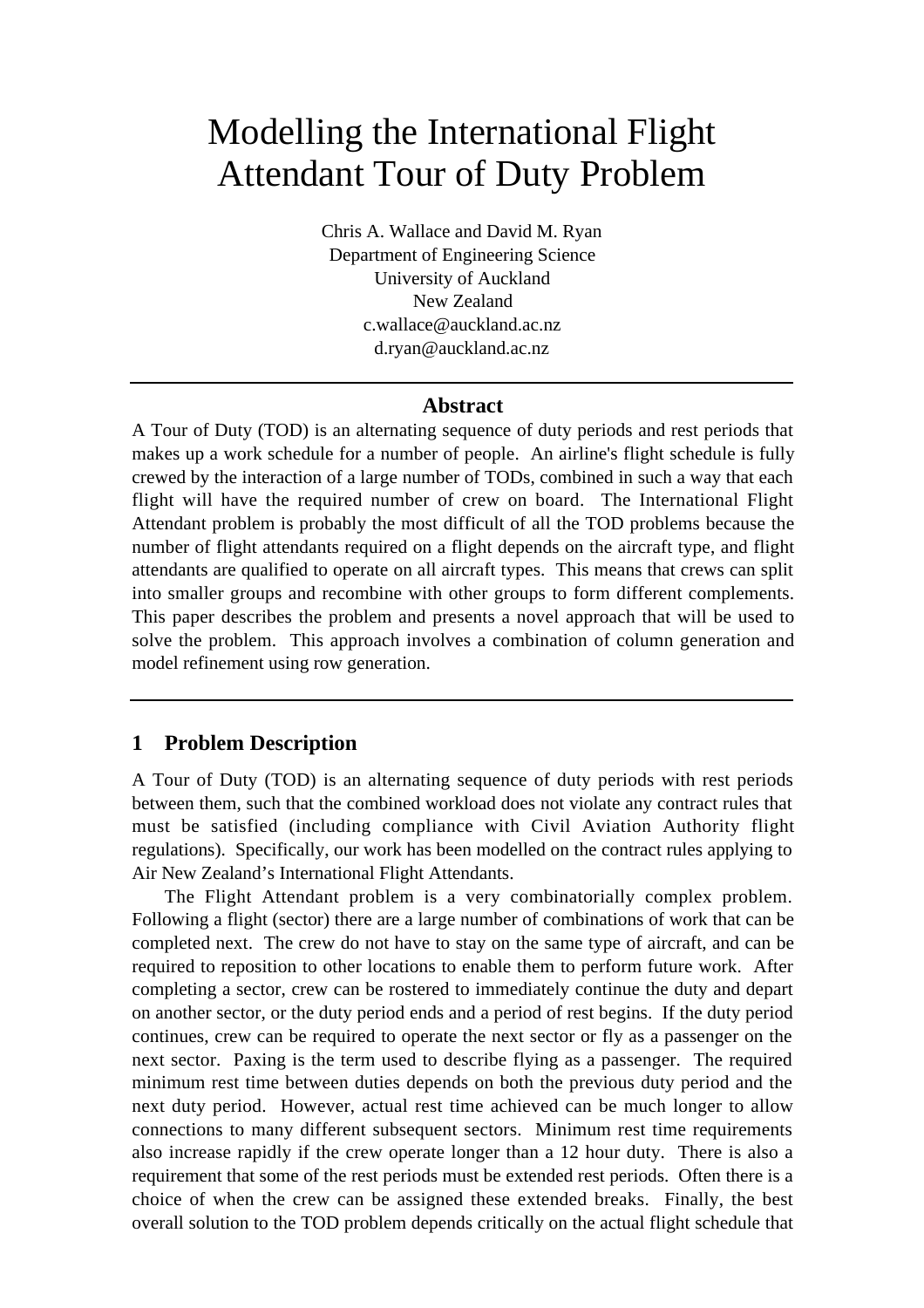# Modelling the International Flight Attendant Tour of Duty Problem

Chris A. Wallace and David M. Ryan
Department of Engineering Science
University of Auckland
New Zealand
c.wallace@auckland.ac.nz
d.ryan@auckland.ac.nz

---

## Abstract

A Tour of Duty (TOD) is an alternating sequence of duty periods and rest periods that makes up a work schedule for a number of people. An airline's flight schedule is fully crewed by the interaction of a large number of TODs, combined in such a way that each flight will have the required number of crew on board. The International Flight Attendant problem is probably the most difficult of all the TOD problems because the number of flight attendants required on a flight depends on the aircraft type, and flight attendants are qualified to operate on all aircraft types. This means that crews can split into smaller groups and recombine with other groups to form different complements. This paper describes the problem and presents a novel approach that will be used to solve the problem. This approach involves a combination of column generation and model refinement using row generation.

---

## 1 Problem Description

A Tour of Duty (TOD) is an alternating sequence of duty periods with rest periods between them, such that the combined workload does not violate any contract rules that must be satisfied (including compliance with Civil Aviation Authority flight regulations). Specifically, our work has been modelled on the contract rules applying to Air New Zealand's International Flight Attendants.

The Flight Attendant problem is a very combinatorially complex problem. Following a flight (sector) there are a large number of combinations of work that can be completed next. The crew do not have to stay on the same type of aircraft, and can be required to reposition to other locations to enable them to perform future work. After completing a sector, crew can be rostered to immediately continue the duty and depart on another sector, or the duty period ends and a period of rest begins. If the duty period continues, crew can be required to operate the next sector or fly as a passenger on the next sector. Paxing is the term used to describe flying as a passenger. The required minimum rest time between duties depends on both the previous duty period and the next duty period. However, actual rest time achieved can be much longer to allow connections to many different subsequent sectors. Minimum rest time requirements also increase rapidly if the crew operate longer than a 12 hour duty. There is also a requirement that some of the rest periods must be extended rest periods. Often there is a choice of when the crew can be assigned these extended breaks. Finally, the best overall solution to the TOD problem depends critically on the actual flight schedule that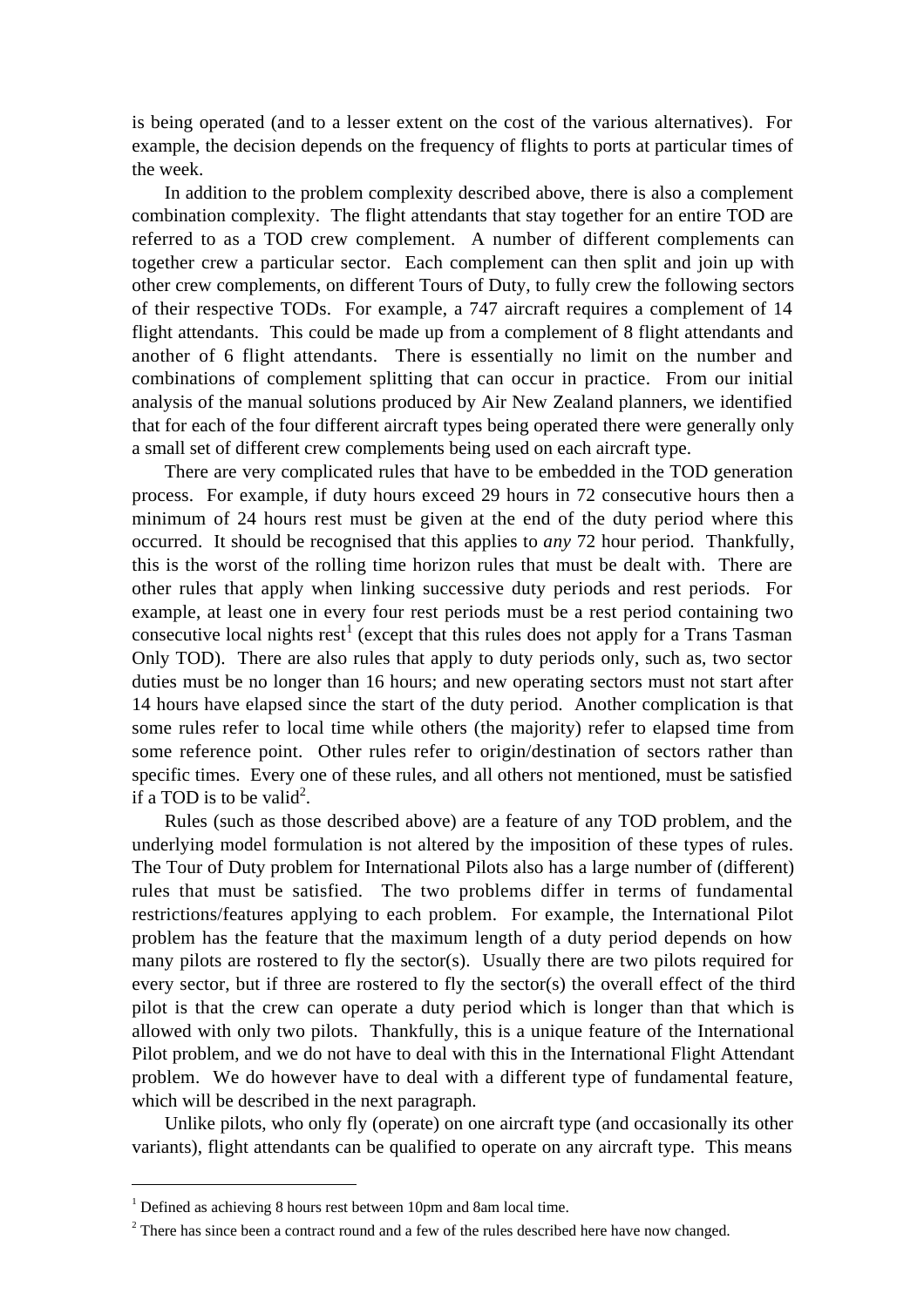is being operated (and to a lesser extent on the cost of the various alternatives). For example, the decision depends on the frequency of flights to ports at particular times of the week.

In addition to the problem complexity described above, there is also a complement combination complexity. The flight attendants that stay together for an entire TOD are referred to as a TOD crew complement. A number of different complements can together crew a particular sector. Each complement can then split and join up with other crew complements, on different Tours of Duty, to fully crew the following sectors of their respective TODs. For example, a 747 aircraft requires a complement of 14 flight attendants. This could be made up from a complement of 8 flight attendants and another of 6 flight attendants. There is essentially no limit on the number and combinations of complement splitting that can occur in practice. From our initial analysis of the manual solutions produced by Air New Zealand planners, we identified that for each of the four different aircraft types being operated there were generally only a small set of different crew complements being used on each aircraft type.

There are very complicated rules that have to be embedded in the TOD generation process. For example, if duty hours exceed 29 hours in 72 consecutive hours then a minimum of 24 hours rest must be given at the end of the duty period where this occurred. It should be recognised that this applies to *any* 72 hour period. Thankfully, this is the worst of the rolling time horizon rules that must be dealt with. There are other rules that apply when linking successive duty periods and rest periods. For example, at least one in every four rest periods must be a rest period containing two consecutive local nights rest[1] (except that this rules does not apply for a Trans Tasman Only TOD). There are also rules that apply to duty periods only, such as, two sector duties must be no longer than 16 hours; and new operating sectors must not start after 14 hours have elapsed since the start of the duty period. Another complication is that some rules refer to local time while others (the majority) refer to elapsed time from some reference point. Other rules refer to origin/destination of sectors rather than specific times. Every one of these rules, and all others not mentioned, must be satisfied if a TOD is to be valid[2].

Rules (such as those described above) are a feature of any TOD problem, and the underlying model formulation is not altered by the imposition of these types of rules. The Tour of Duty problem for International Pilots also has a large number of (different) rules that must be satisfied. The two problems differ in terms of fundamental restrictions/features applying to each problem. For example, the International Pilot problem has the feature that the maximum length of a duty period depends on how many pilots are rostered to fly the sector(s). Usually there are two pilots required for every sector, but if three are rostered to fly the sector(s) the overall effect of the third pilot is that the crew can operate a duty period which is longer than that which is allowed with only two pilots. Thankfully, this is a unique feature of the International Pilot problem, and we do not have to deal with this in the International Flight Attendant problem. We do however have to deal with a different type of fundamental feature, which will be described in the next paragraph.

Unlike pilots, who only fly (operate) on one aircraft type (and occasionally its other variants), flight attendants can be qualified to operate on any aircraft type. This means

---

[1] Defined as achieving 8 hours rest between 10pm and 8am local time.

[2] There has since been a contract round and a few of the rules described here have now changed.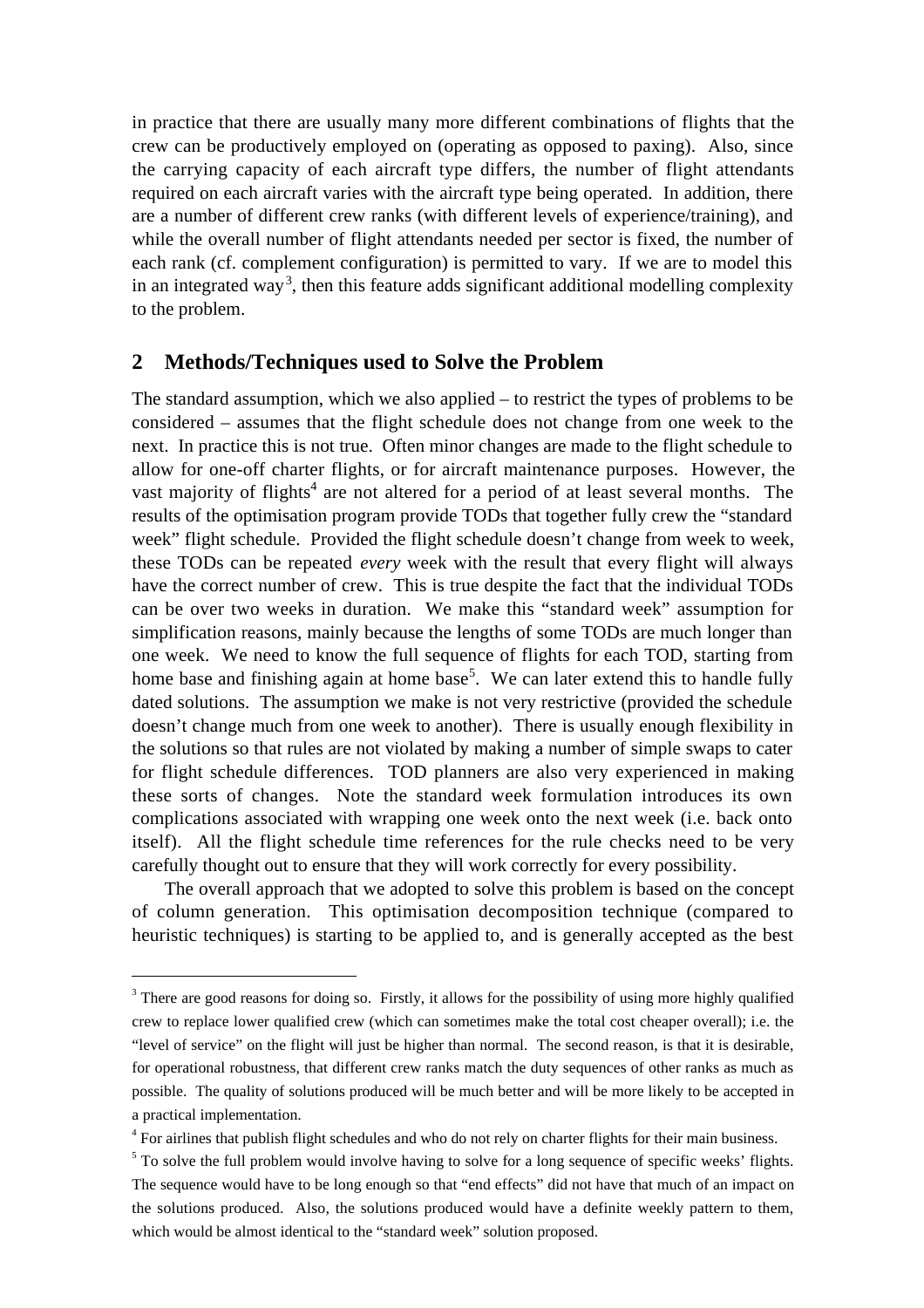in practice that there are usually many more different combinations of flights that the crew can be productively employed on (operating as opposed to paxing). Also, since the carrying capacity of each aircraft type differs, the number of flight attendants required on each aircraft varies with the aircraft type being operated. In addition, there are a number of different crew ranks (with different levels of experience/training), and while the overall number of flight attendants needed per sector is fixed, the number of each rank (cf. complement configuration) is permitted to vary. If we are to model this in an integrated way[3], then this feature adds significant additional modelling complexity to the problem.

## 2 Methods/Techniques used to Solve the Problem

The standard assumption, which we also applied – to restrict the types of problems to be considered – assumes that the flight schedule does not change from one week to the next. In practice this is not true. Often minor changes are made to the flight schedule to allow for one-off charter flights, or for aircraft maintenance purposes. However, the vast majority of flights[4] are not altered for a period of at least several months. The results of the optimisation program provide TODs that together fully crew the "standard week" flight schedule. Provided the flight schedule doesn't change from week to week, these TODs can be repeated *every* week with the result that every flight will always have the correct number of crew. This is true despite the fact that the individual TODs can be over two weeks in duration. We make this "standard week" assumption for simplification reasons, mainly because the lengths of some TODs are much longer than one week. We need to know the full sequence of flights for each TOD, starting from home base and finishing again at home base[5]. We can later extend this to handle fully dated solutions. The assumption we make is not very restrictive (provided the schedule doesn't change much from one week to another). There is usually enough flexibility in the solutions so that rules are not violated by making a number of simple swaps to cater for flight schedule differences. TOD planners are also very experienced in making these sorts of changes. Note the standard week formulation introduces its own complications associated with wrapping one week onto the next week (i.e. back onto itself). All the flight schedule time references for the rule checks need to be very carefully thought out to ensure that they will work correctly for every possibility.

The overall approach that we adopted to solve this problem is based on the concept of column generation. This optimisation decomposition technique (compared to heuristic techniques) is starting to be applied to, and is generally accepted as the best

---

[3] There are good reasons for doing so. Firstly, it allows for the possibility of using more highly qualified crew to replace lower qualified crew (which can sometimes make the total cost cheaper overall); i.e. the "level of service" on the flight will just be higher than normal. The second reason, is that it is desirable, for operational robustness, that different crew ranks match the duty sequences of other ranks as much as possible. The quality of solutions produced will be much better and will be more likely to be accepted in a practical implementation.

[4] For airlines that publish flight schedules and who do not rely on charter flights for their main business.

[5] To solve the full problem would involve having to solve for a long sequence of specific weeks' flights. The sequence would have to be long enough so that "end effects" did not have that much of an impact on the solutions produced. Also, the solutions produced would have a definite weekly pattern to them, which would be almost identical to the "standard week" solution proposed.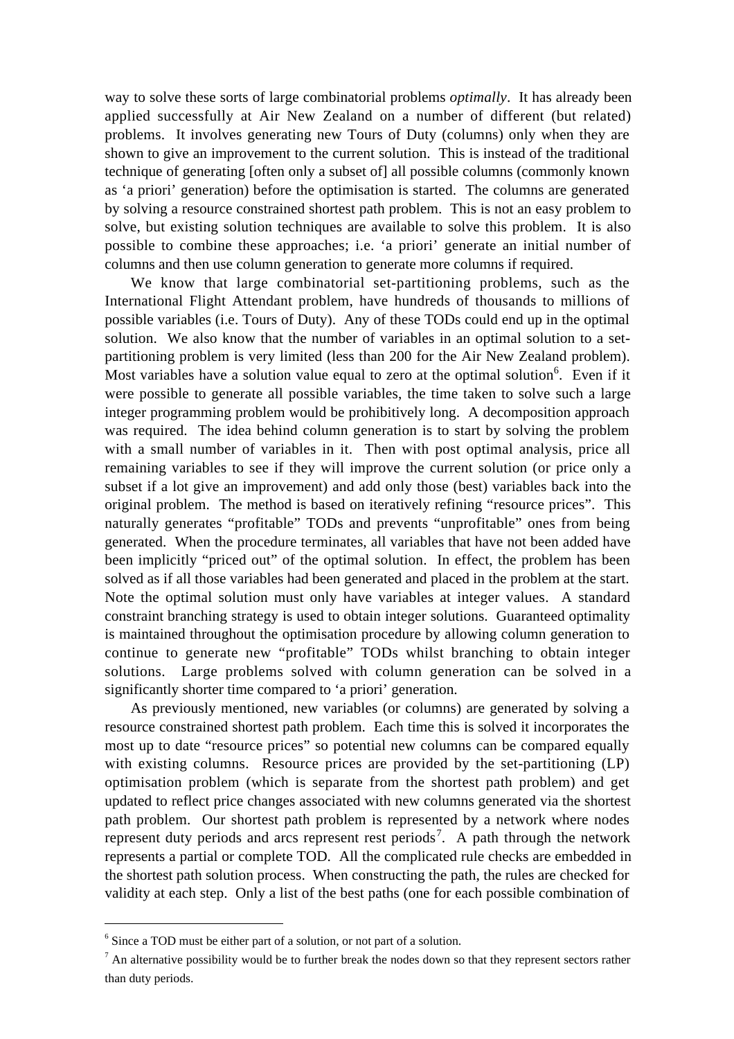way to solve these sorts of large combinatorial problems *optimally*. It has already been applied successfully at Air New Zealand on a number of different (but related) problems. It involves generating new Tours of Duty (columns) only when they are shown to give an improvement to the current solution. This is instead of the traditional technique of generating [often only a subset of] all possible columns (commonly known as 'a priori' generation) before the optimisation is started. The columns are generated by solving a resource constrained shortest path problem. This is not an easy problem to solve, but existing solution techniques are available to solve this problem. It is also possible to combine these approaches; i.e. 'a priori' generate an initial number of columns and then use column generation to generate more columns if required.

We know that large combinatorial set-partitioning problems, such as the International Flight Attendant problem, have hundreds of thousands to millions of possible variables (i.e. Tours of Duty). Any of these TODs could end up in the optimal solution. We also know that the number of variables in an optimal solution to a set-partitioning problem is very limited (less than 200 for the Air New Zealand problem). Most variables have a solution value equal to zero at the optimal solution[6]. Even if it were possible to generate all possible variables, the time taken to solve such a large integer programming problem would be prohibitively long. A decomposition approach was required. The idea behind column generation is to start by solving the problem with a small number of variables in it. Then with post optimal analysis, price all remaining variables to see if they will improve the current solution (or price only a subset if a lot give an improvement) and add only those (best) variables back into the original problem. The method is based on iteratively refining "resource prices". This naturally generates "profitable" TODs and prevents "unprofitable" ones from being generated. When the procedure terminates, all variables that have not been added have been implicitly "priced out" of the optimal solution. In effect, the problem has been solved as if all those variables had been generated and placed in the problem at the start. Note the optimal solution must only have variables at integer values. A standard constraint branching strategy is used to obtain integer solutions. Guaranteed optimality is maintained throughout the optimisation procedure by allowing column generation to continue to generate new "profitable" TODs whilst branching to obtain integer solutions. Large problems solved with column generation can be solved in a significantly shorter time compared to 'a priori' generation.

As previously mentioned, new variables (or columns) are generated by solving a resource constrained shortest path problem. Each time this is solved it incorporates the most up to date "resource prices" so potential new columns can be compared equally with existing columns. Resource prices are provided by the set-partitioning (LP) optimisation problem (which is separate from the shortest path problem) and get updated to reflect price changes associated with new columns generated via the shortest path problem. Our shortest path problem is represented by a network where nodes represent duty periods and arcs represent rest periods[7]. A path through the network represents a partial or complete TOD. All the complicated rule checks are embedded in the shortest path solution process. When constructing the path, the rules are checked for validity at each step. Only a list of the best paths (one for each possible combination of

---

[6] Since a TOD must be either part of a solution, or not part of a solution.

[7] An alternative possibility would be to further break the nodes down so that they represent sectors rather than duty periods.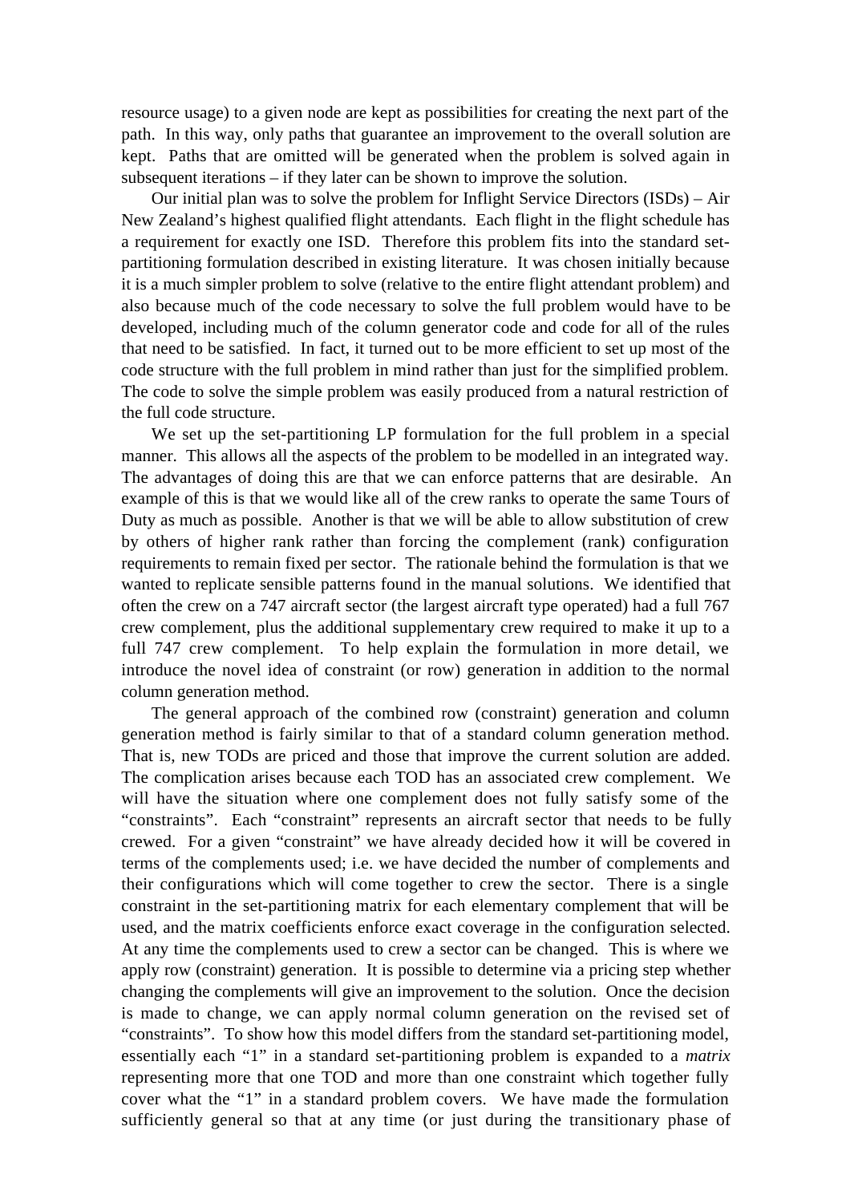resource usage) to a given node are kept as possibilities for creating the next part of the path. In this way, only paths that guarantee an improvement to the overall solution are kept. Paths that are omitted will be generated when the problem is solved again in subsequent iterations – if they later can be shown to improve the solution.

Our initial plan was to solve the problem for Inflight Service Directors (ISDs) – Air New Zealand's highest qualified flight attendants. Each flight in the flight schedule has a requirement for exactly one ISD. Therefore this problem fits into the standard set-partitioning formulation described in existing literature. It was chosen initially because it is a much simpler problem to solve (relative to the entire flight attendant problem) and also because much of the code necessary to solve the full problem would have to be developed, including much of the column generator code and code for all of the rules that need to be satisfied. In fact, it turned out to be more efficient to set up most of the code structure with the full problem in mind rather than just for the simplified problem. The code to solve the simple problem was easily produced from a natural restriction of the full code structure.

We set up the set-partitioning LP formulation for the full problem in a special manner. This allows all the aspects of the problem to be modelled in an integrated way. The advantages of doing this are that we can enforce patterns that are desirable. An example of this is that we would like all of the crew ranks to operate the same Tours of Duty as much as possible. Another is that we will be able to allow substitution of crew by others of higher rank rather than forcing the complement (rank) configuration requirements to remain fixed per sector. The rationale behind the formulation is that we wanted to replicate sensible patterns found in the manual solutions. We identified that often the crew on a 747 aircraft sector (the largest aircraft type operated) had a full 767 crew complement, plus the additional supplementary crew required to make it up to a full 747 crew complement. To help explain the formulation in more detail, we introduce the novel idea of constraint (or row) generation in addition to the normal column generation method.

The general approach of the combined row (constraint) generation and column generation method is fairly similar to that of a standard column generation method. That is, new TODs are priced and those that improve the current solution are added. The complication arises because each TOD has an associated crew complement. We will have the situation where one complement does not fully satisfy some of the "constraints". Each "constraint" represents an aircraft sector that needs to be fully crewed. For a given "constraint" we have already decided how it will be covered in terms of the complements used; i.e. we have decided the number of complements and their configurations which will come together to crew the sector. There is a single constraint in the set-partitioning matrix for each elementary complement that will be used, and the matrix coefficients enforce exact coverage in the configuration selected. At any time the complements used to crew a sector can be changed. This is where we apply row (constraint) generation. It is possible to determine via a pricing step whether changing the complements will give an improvement to the solution. Once the decision is made to change, we can apply normal column generation on the revised set of "constraints". To show how this model differs from the standard set-partitioning model, essentially each "1" in a standard set-partitioning problem is expanded to a *matrix* representing more that one TOD and more than one constraint which together fully cover what the "1" in a standard problem covers. We have made the formulation sufficiently general so that at any time (or just during the transitionary phase of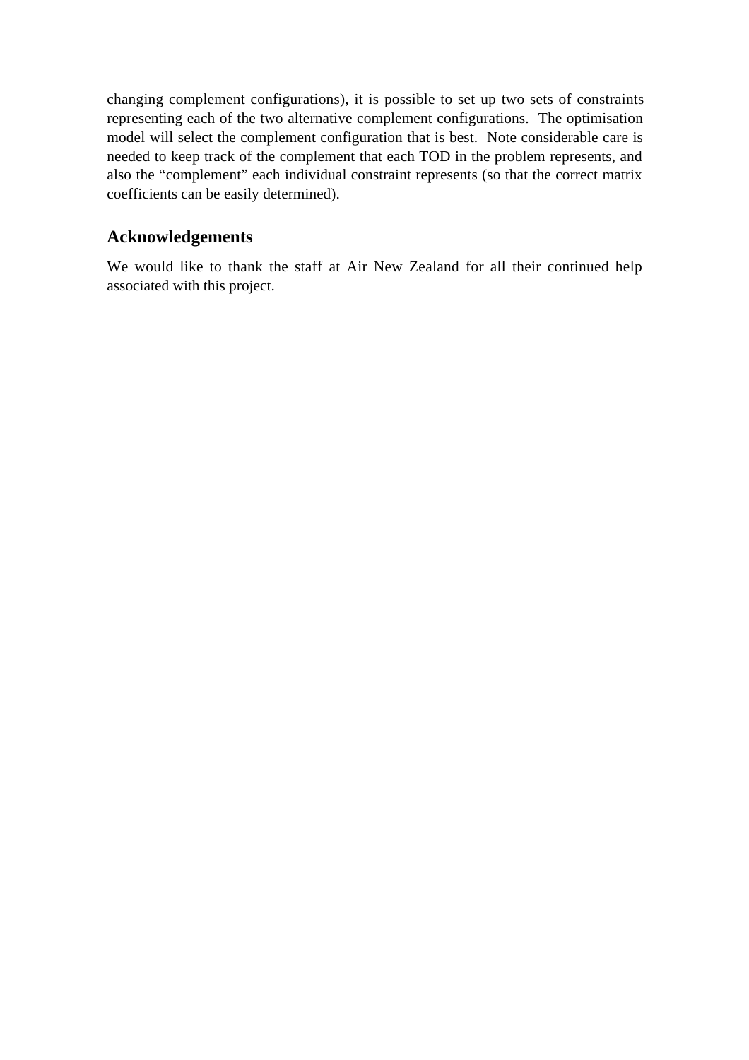changing complement configurations), it is possible to set up two sets of constraints representing each of the two alternative complement configurations. The optimisation model will select the complement configuration that is best. Note considerable care is needed to keep track of the complement that each TOD in the problem represents, and also the "complement" each individual constraint represents (so that the correct matrix coefficients can be easily determined).

## Acknowledgements

We would like to thank the staff at Air New Zealand for all their continued help associated with this project.